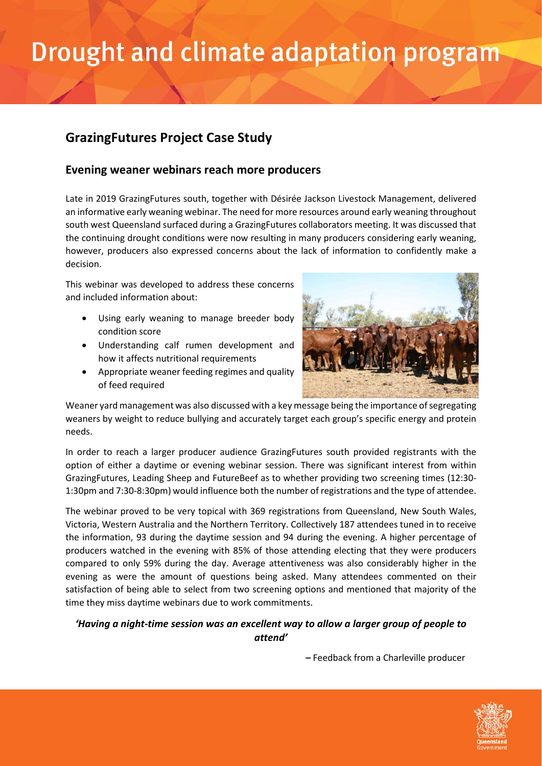# Drought and climate adaptation program

## GrazingFutures Project Case Study

### Evening weaner webinars reach more producers

Late in 2019 GrazingFutures south, together with Désirée Jackson Livestock Management, delivered an informative early weaning webinar. The need for more resources around early weaning throughout south west Queensland surfaced during a GrazingFutures collaborators meeting. It was discussed that the continuing drought conditions were now resulting in many producers considering early weaning, however, producers also expressed concerns about the lack of information to confidently make a decision.

This webinar was developed to address these concerns and included information about:

- Using early weaning to manage breeder body condition score
- Understanding calf rumen development and how it affects nutritional requirements
- Appropriate weaner feeding regimes and quality of feed required

Weaner yard management was also discussed with a key message being the importance of segregating weaners by weight to reduce bullying and accurately target each group's specific energy and protein needs.

In order to reach a larger producer audience GrazingFutures south provided registrants with the option of either a daytime or evening webinar session. There was significant interest from within GrazingFutures, Leading Sheep and FutureBeef as to whether providing two screening times (12:30-1:30pm and 7:30-8:30pm) would influence both the number of registrations and the type of attendee.

The webinar proved to be very topical with 369 registrations from Queensland, New South Wales, Victoria, Western Australia and the Northern Territory. Collectively 187 attendees tuned in to receive the information, 93 during the daytime session and 94 during the evening. A higher percentage of producers watched in the evening with 85% of those attending electing that they were producers compared to only 59% during the day. Average attentiveness was also considerably higher in the evening as were the amount of questions being asked. Many attendees commented on their satisfaction of being able to select from two screening options and mentioned that majority of the time they miss daytime webinars due to work commitments.

***'Having a night-time session was an excellent way to allow a larger group of people to attend'***

**–** Feedback from a Charleville producer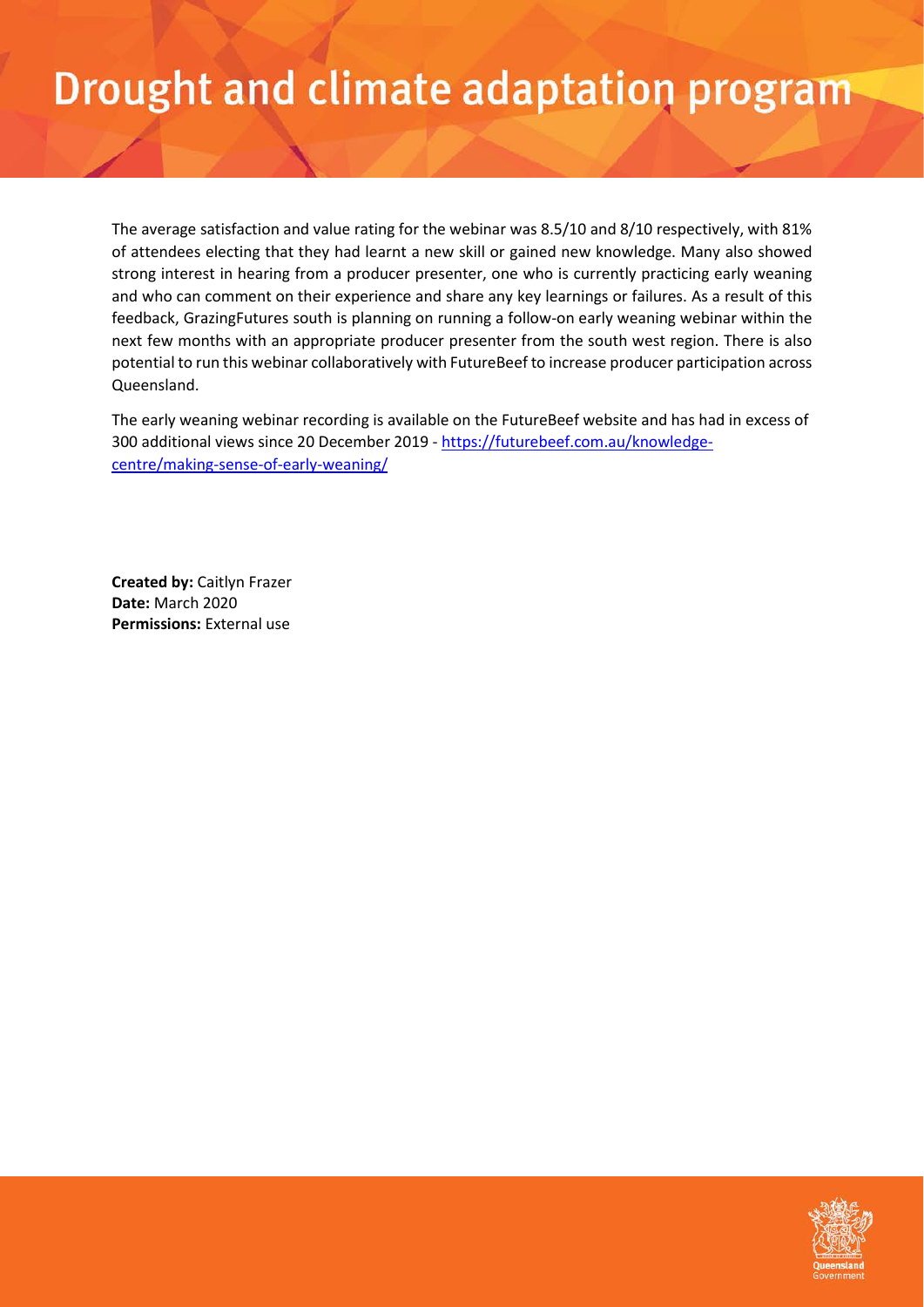The average satisfaction and value rating for the webinar was 8.5/10 and 8/10 respectively, with 81% of attendees electing that they had learnt a new skill or gained new knowledge. Many also showed strong interest in hearing from a producer presenter, one who is currently practicing early weaning and who can comment on their experience and share any key learnings or failures. As a result of this feedback, GrazingFutures south is planning on running a follow-on early weaning webinar within the next few months with an appropriate producer presenter from the south west region. There is also potential to run this webinar collaboratively with FutureBeef to increase producer participation across Queensland.

The early weaning webinar recording is available on the FutureBeef website and has had in excess of 300 additional views since 20 December 2019 - https://futurebeef.com.au/knowledge-centre/making-sense-of-early-weaning/

**Created by:** Caitlyn Frazer
**Date:** March 2020
**Permissions:** External use